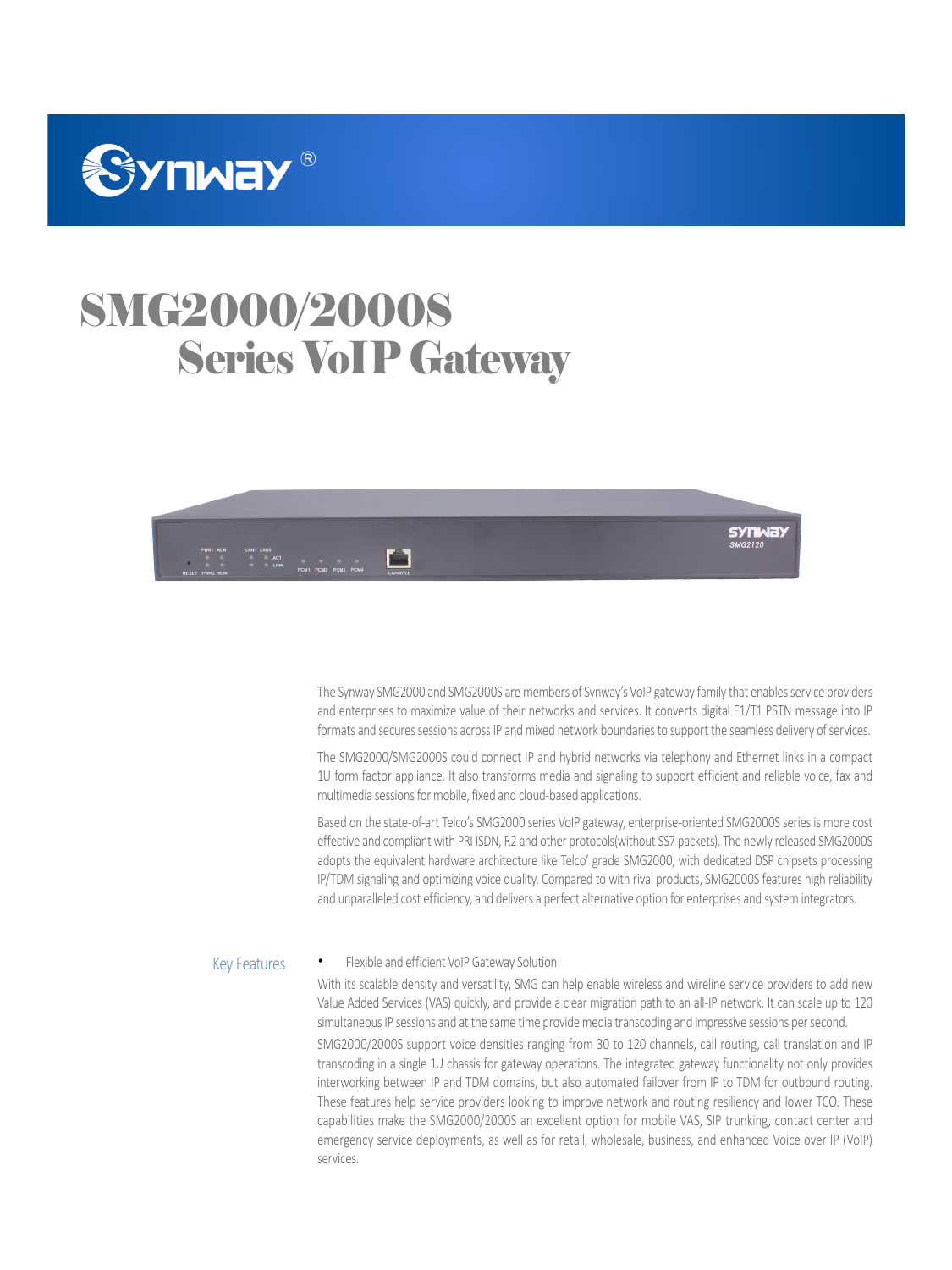Synway®

# SMG2000/2000S Series VoIP Gateway

The Synway SMG2000 and SMG2000S are members of Synway's VoIP gateway family that enables service providers and enterprises to maximize value of their networks and services. It converts digital E1/T1 PSTN message into IP formats and secures sessions across IP and mixed network boundaries to support the seamless delivery of services.

The SMG2000/SMG2000S could connect IP and hybrid networks via telephony and Ethernet links in a compact 1U form factor appliance. It also transforms media and signaling to support efficient and reliable voice, fax and multimedia sessions for mobile, fixed and cloud-based applications.

Based on the state-of-art Telco's SMG2000 series VoIP gateway, enterprise-oriented SMG2000S series is more cost effective and compliant with PRI ISDN, R2 and other protocols(without SS7 packets). The newly released SMG2000S adopts the equivalent hardware architecture like Telco' grade SMG2000, with dedicated DSP chipsets processing IP/TDM signaling and optimizing voice quality. Compared to with rival products, SMG2000S features high reliability and unparalleled cost efficiency, and delivers a perfect alternative option for enterprises and system integrators.

## Key Features

- Flexible and efficient VoIP Gateway Solution

With its scalable density and versatility, SMG can help enable wireless and wireline service providers to add new Value Added Services (VAS) quickly, and provide a clear migration path to an all-IP network. It can scale up to 120 simultaneous IP sessions and at the same time provide media transcoding and impressive sessions per second.

SMG2000/2000S support voice densities ranging from 30 to 120 channels, call routing, call translation and IP transcoding in a single 1U chassis for gateway operations. The integrated gateway functionality not only provides interworking between IP and TDM domains, but also automated failover from IP to TDM for outbound routing. These features help service providers looking to improve network and routing resiliency and lower TCO. These capabilities make the SMG2000/2000S an excellent option for mobile VAS, SIP trunking, contact center and emergency service deployments, as well as for retail, wholesale, business, and enhanced Voice over IP (VoIP) services.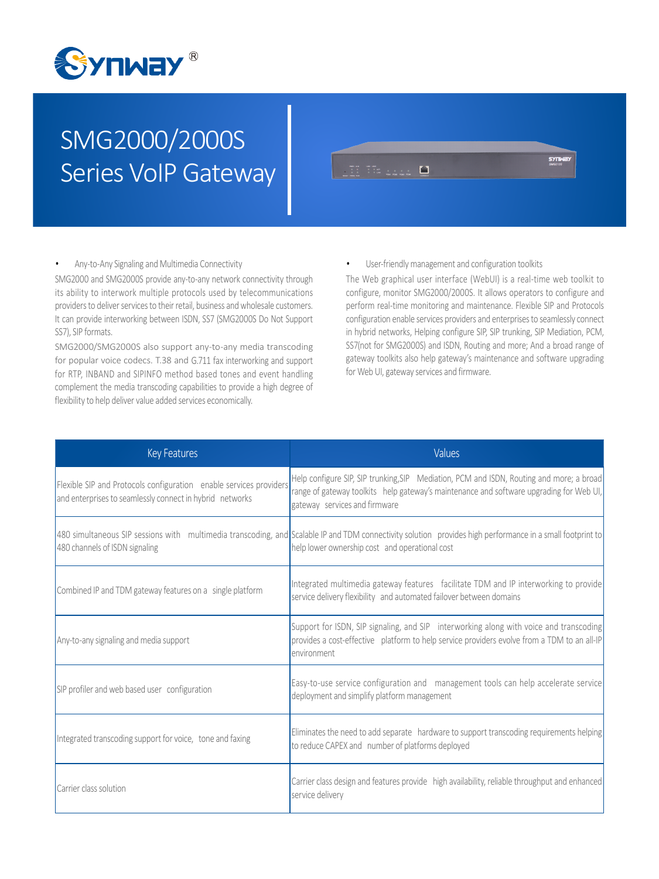# SMG2000/2000S Series VoIP Gateway

- Any-to-Any Signaling and Multimedia Connectivity

SMG2000 and SMG2000S provide any-to-any network connectivity through its ability to interwork multiple protocols used by telecommunications providers to deliver services to their retail, business and wholesale customers. It can provide interworking between ISDN, SS7 (SMG2000S Do Not Support SS7), SIP formats.

SMG2000/SMG2000S also support any-to-any media transcoding for popular voice codecs. T.38 and G.711 fax interworking and support for RTP, INBAND and SIPINFO method based tones and event handling complement the media transcoding capabilities to provide a high degree of flexibility to help deliver value added services economically.

- User-friendly management and configuration toolkits

The Web graphical user interface (WebUI) is a real-time web toolkit to configure, monitor SMG2000/2000S. It allows operators to configure and perform real-time monitoring and maintenance. Flexible SIP and Protocols configuration enable services providers and enterprises to seamlessly connect in hybrid networks, Helping configure SIP, SIP trunking, SIP Mediation, PCM, SS7(not for SMG2000S) and ISDN, Routing and more; And a broad range of gateway toolkits also help gateway's maintenance and software upgrading for Web UI, gateway services and firmware.

| Key Features | Values |
|---|---|
| Flexible SIP and Protocols configuration enable services providers and enterprises to seamlessly connect in hybrid networks | Help configure SIP, SIP trunking,SIP Mediation, PCM and ISDN, Routing and more; a broad range of gateway toolkits help gateway's maintenance and software upgrading for Web UI, gateway services and firmware |
| 480 simultaneous SIP sessions with multimedia transcoding, and 480 channels of ISDN signaling | Scalable IP and TDM connectivity solution provides high performance in a small footprint to help lower ownership cost and operational cost |
| Combined IP and TDM gateway features on a single platform | Integrated multimedia gateway features facilitate TDM and IP interworking to provide service delivery flexibility and automated failover between domains |
| Any-to-any signaling and media support | Support for ISDN, SIP signaling, and SIP interworking along with voice and transcoding provides a cost-effective platform to help service providers evolve from a TDM to an all-IP environment |
| SIP profiler and web based user configuration | Easy-to-use service configuration and management tools can help accelerate service deployment and simplify platform management |
| Integrated transcoding support for voice, tone and faxing | Eliminates the need to add separate hardware to support transcoding requirements helping to reduce CAPEX and number of platforms deployed |
| Carrier class solution | Carrier class design and features provide high availability, reliable throughput and enhanced service delivery |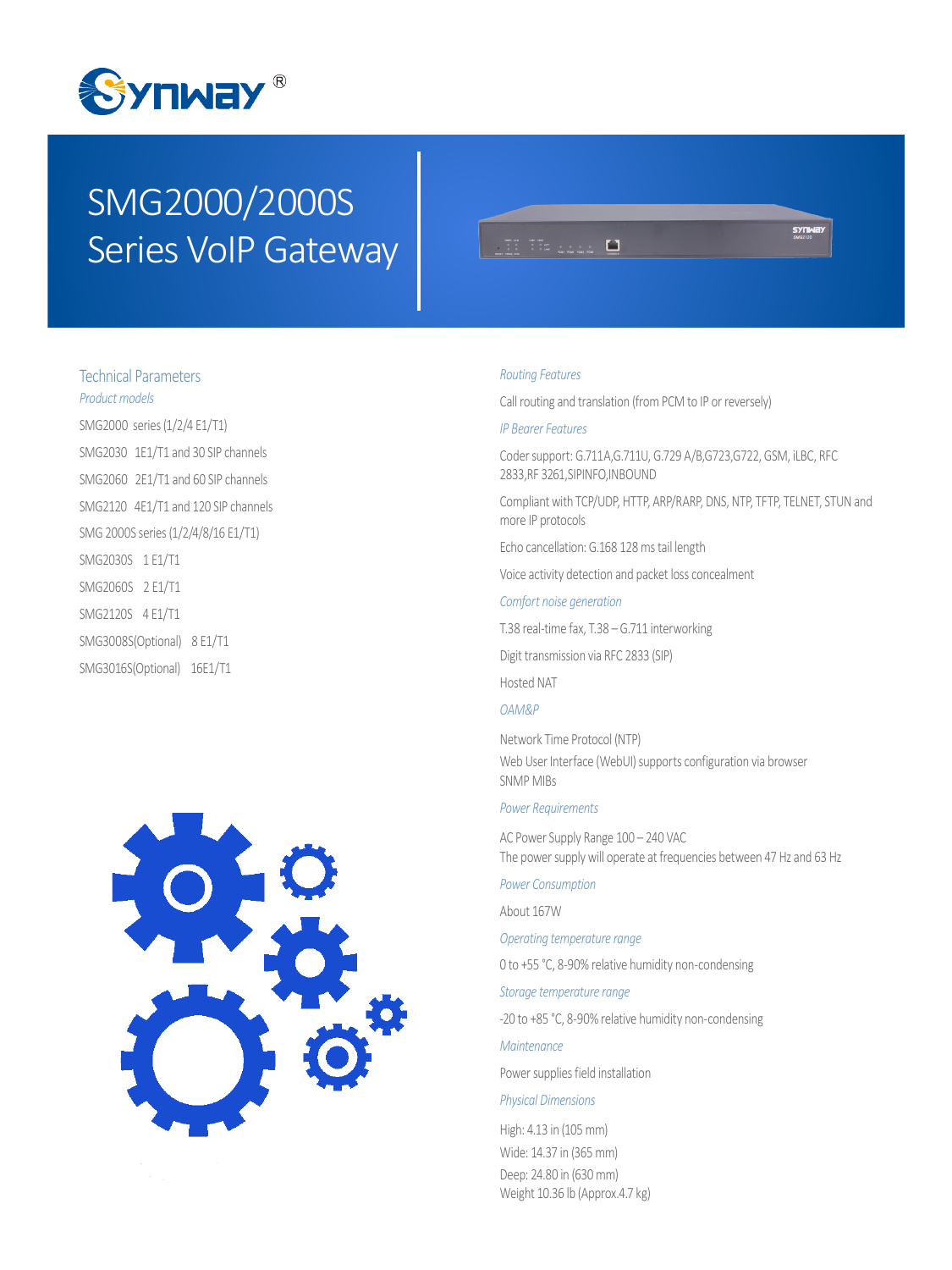Synway®

# SMG2000/2000S Series VoIP Gateway

## Technical Parameters

*Product models*

SMG2000 series (1/2/4 E1/T1)

SMG2030 1E1/T1 and 30 SIP channels

SMG2060 2E1/T1 and 60 SIP channels

SMG2120 4E1/T1 and 120 SIP channels

SMG 2000S series (1/2/4/8/16 E1/T1)

SMG2030S 1 E1/T1

SMG2060S 2 E1/T1

SMG2120S 4 E1/T1

SMG3008S(Optional) 8 E1/T1

SMG3016S(Optional) 16E1/T1

*Routing Features*

Call routing and translation (from PCM to IP or reversely)

*IP Bearer Features*

Coder support: G.711A,G.711U, G.729 A/B,G723,G722, GSM, iLBC, RFC 2833,RF 3261,SIPINFO,INBOUND

Compliant with TCP/UDP, HTTP, ARP/RARP, DNS, NTP, TFTP, TELNET, STUN and more IP protocols

Echo cancellation: G.168 128 ms tail length

Voice activity detection and packet loss concealment

*Comfort noise generation*

T.38 real-time fax, T.38 – G.711 interworking

Digit transmission via RFC 2833 (SIP)

Hosted NAT

*OAM&P*

Network Time Protocol (NTP)
Web User Interface (WebUI) supports configuration via browser
SNMP MIBs

*Power Requirements*

AC Power Supply Range 100 – 240 VAC
The power supply will operate at frequencies between 47 Hz and 63 Hz

*Power Consumption*

About 167W

*Operating temperature range*

0 to +55 °C, 8-90% relative humidity non-condensing

*Storage temperature range*

-20 to +85 °C, 8-90% relative humidity non-condensing

*Maintenance*

Power supplies field installation

*Physical Dimensions*

High: 4.13 in (105 mm)
Wide: 14.37 in (365 mm)
Deep: 24.80 in (630 mm)
Weight 10.36 lb (Approx.4.7 kg)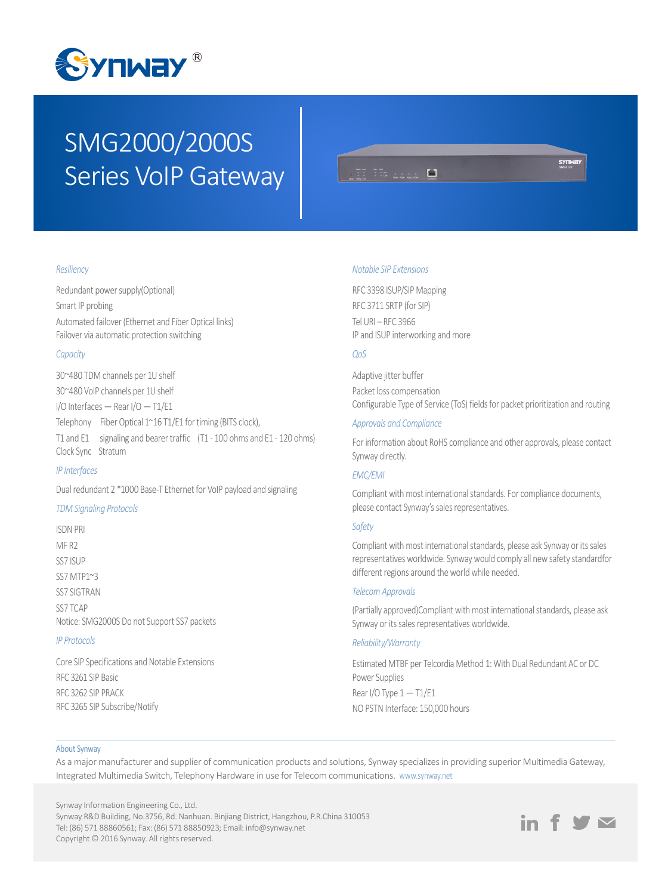# SMG2000/2000S Series VoIP Gateway

*Resiliency*

Redundant power supply(Optional)
Smart IP probing
Automated failover (Ethernet and Fiber Optical links)
Failover via automatic protection switching

*Capacity*

30~480 TDM channels per 1U shelf
30~480 VoIP channels per 1U shelf
I/O Interfaces — Rear I/O — T1/E1
Telephony Fiber Optical 1~16 T1/E1 for timing (BITS clock),
T1 and E1 signaling and bearer traffic (T1 - 100 ohms and E1 - 120 ohms)
Clock Sync Stratum

*IP Interfaces*

Dual redundant 2 *1000 Base-T Ethernet for VoIP payload and signaling

*TDM Signaling Protocols*

ISDN PRI
MF R2
SS7 ISUP
SS7 MTP1~3
SS7 SIGTRAN
SS7 TCAP
Notice: SMG2000S Do not Support SS7 packets

*IP Protocols*

Core SIP Specifications and Notable Extensions
RFC 3261 SIP Basic
RFC 3262 SIP PRACK
RFC 3265 SIP Subscribe/Notify

*Notable SIP Extensions*

RFC 3398 ISUP/SIP Mapping
RFC 3711 SRTP (for SIP)
Tel URI – RFC 3966
IP and ISUP interworking and more

*QoS*

Adaptive jitter buffer
Packet loss compensation
Configurable Type of Service (ToS) fields for packet prioritization and routing

*Approvals and Compliance*

For information about RoHS compliance and other approvals, please contact Synway directly.

*EMC/EMI*

Compliant with most international standards. For compliance documents, please contact Synway's sales representatives.

*Safety*

Compliant with most international standards, please ask Synway or its sales representatives worldwide. Synway would comply all new safety standardfor different regions around the world while needed.

*Telecom Approvals*

(Partially approved)Compliant with most international standards, please ask Synway or its sales representatives worldwide.

*Reliability/Warranty*

Estimated MTBF per Telcordia Method 1: With Dual Redundant AC or DC Power Supplies
Rear I/O Type 1 — T1/E1
NO PSTN Interface: 150,000 hours

About Synway

As a major manufacturer and supplier of communication products and solutions, Synway specializes in providing superior Multimedia Gateway, Integrated Multimedia Switch, Telephony Hardware in use for Telecom communications. www.synway.net

Synway Information Engineering Co., Ltd.
Synway R&D Building, No.3756, Rd. Nanhuan. Binjiang District, Hangzhou, P.R.China 310053
Tel: (86) 571 88860561; Fax: (86) 571 88850923; Email: info@synway.net
Copyright © 2016 Synway. All rights reserved.